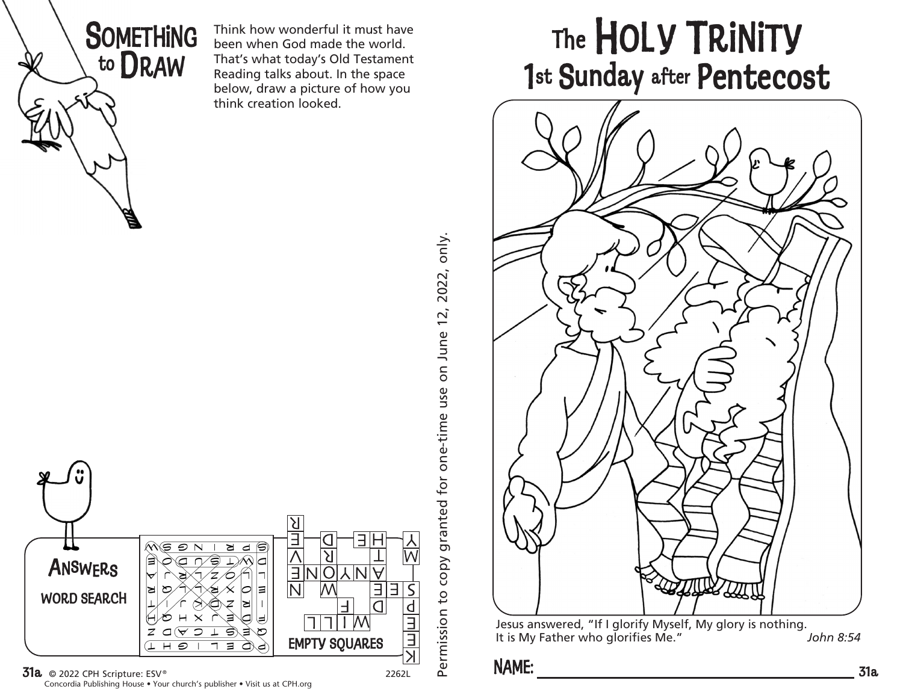## SOMETHING to DRAW

Think how wonderful it must have been when God made the world. That's what today's Old Testament Reading talks about. In the space below, draw a picture of how you think creation looked.

### ANSWERS

WORD SEARCH

EMPTY SQUARES

© 2022 CPH Scripture: ESV®
Concordia Publishing House • Your church's publisher • Visit us at CPH.org

2262L

Permission to copy granted for one-time use on June 12, 2022, only.

# The HOLY TRINITY
## 1st Sunday after Pentecost

Jesus answered, "If I glorify Myself, My glory is nothing. It is My Father who glorifies Me." *John 8:54*

NAME: ____________________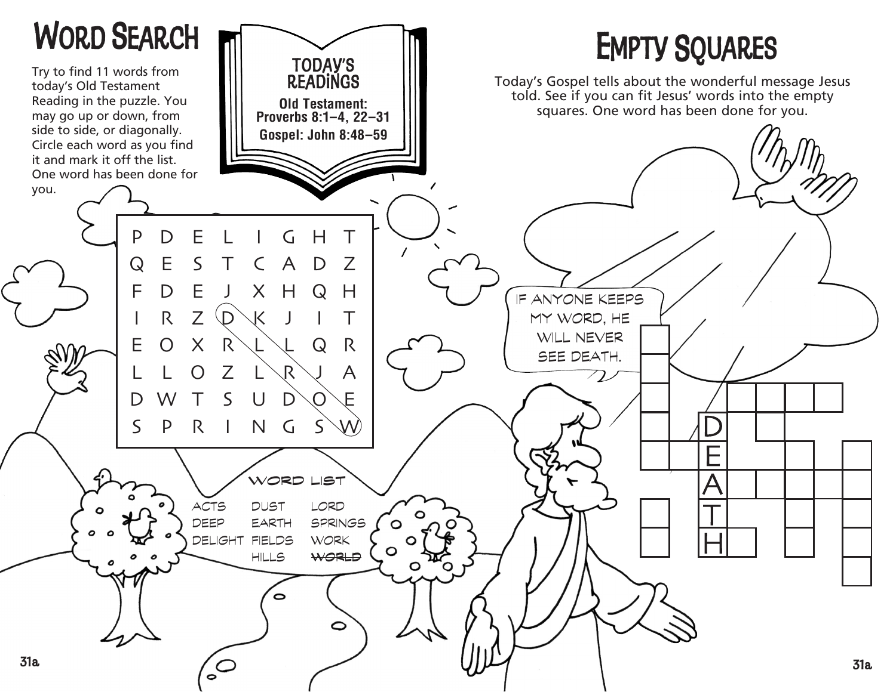# Word Search

Try to find 11 words from today's Old Testament Reading in the puzzle. You may go up or down, from side to side, or diagonally. Circle each word as you find it and mark it off the list. One word has been done for you.

## Today's Readings

**Old Testament: Proverbs 8:1–4, 22–31**

**Gospel: John 8:48–59**

| | | | | | | | |
|---|---|---|---|---|---|---|---|
| P | D | E | L | I | G | H | T |
| Q | E | S | T | C | A | D | Z |
| F | D | E | J | X | H | Q | H |
| I | R | Z | D | K | J | I | T |
| E | O | X | R | L | L | Q | R |
| L | L | O | Z | L | R | J | A |
| D | W | T | S | U | D | O | E |
| S | P | R | I | N | G | S | W |

**Word List**

- ACTS
- DEEP
- DELIGHT
- DUST
- EARTH
- FIELDS
- HILLS
- LORD
- SPRINGS
- WORK
- ~~WORLD~~

# Empty Squares

Today's Gospel tells about the wonderful message Jesus told. See if you can fit Jesus' words into the empty squares. One word has been done for you.

IF ANYONE KEEPS MY WORD, HE WILL NEVER SEE DEATH.

DEATH